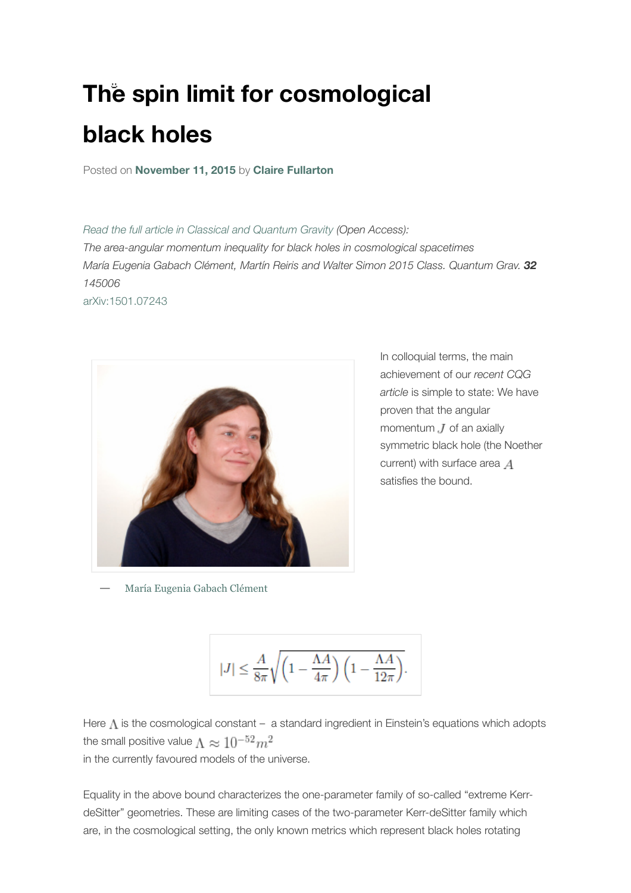# The spin limit for cosmological black holes

Posted on **November 11, 2015** by **Claire Fullarton**

*Read the full article in Classical and Quantum Gravity* (Open Access):
*The area-angular momentum inequality for black holes in cosmological spacetimes*
*María Eugenia Gabach Clément, Martín Reiris and Walter Simon 2015 Class. Quantum Grav.* ***32*** *145006*
arXiv:1501.07243

— María Eugenia Gabach Clément

In colloquial terms, the main achievement of our *recent CQG article* is simple to state: We have proven that the angular momentum $J$ of an axially symmetric black hole (the Noether current) with surface area $A$ satisfies the bound.

$$|J| \leq \frac{A}{8\pi}\sqrt{\left(1 - \frac{\Lambda A}{4\pi}\right)\left(1 - \frac{\Lambda A}{12\pi}\right)}.$$

Here $\Lambda$ is the cosmological constant – a standard ingredient in Einstein's equations which adopts the small positive value $\Lambda \approx 10^{-52} m^2$ in the currently favoured models of the universe.

Equality in the above bound characterizes the one-parameter family of so-called "extreme Kerr-deSitter" geometries. These are limiting cases of the two-parameter Kerr-deSitter family which are, in the cosmological setting, the only known metrics which represent black holes rotating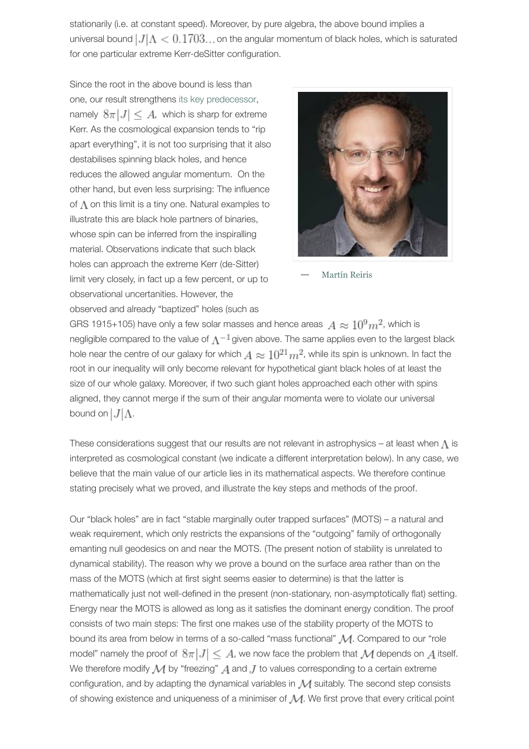stationarily (i.e. at constant speed). Moreover, by pure algebra, the above bound implies a universal bound $|J|\Lambda < 0.1703...$ on the angular momentum of black holes, which is saturated for one particular extreme Kerr-deSitter configuration.

Since the root in the above bound is less than one, our result strengthens its key predecessor, namely $8\pi|J| \leq A$, which is sharp for extreme Kerr. As the cosmological expansion tends to "rip apart everything", it is not too surprising that it also destabilises spinning black holes, and hence reduces the allowed angular momentum. On the other hand, but even less surprising: The influence of $\Lambda$ on this limit is a tiny one. Natural examples to illustrate this are black hole partners of binaries, whose spin can be inferred from the inspiralling material. Observations indicate that such black holes can approach the extreme Kerr (de-Sitter) limit very closely, in fact up a few percent, or up to observational uncertainties. However, the observed and already "baptized" holes (such as GRS 1915+105) have only a few solar masses and hence areas $A \approx 10^9 m^2$, which is negligible compared to the value of $\Lambda^{-1}$ given above. The same applies even to the largest black hole near the centre of our galaxy for which $A \approx 10^{21} m^2$, while its spin is unknown. In fact the root in our inequality will only become relevant for hypothetical giant black holes of at least the size of our whole galaxy. Moreover, if two such giant holes approached each other with spins aligned, they cannot merge if the sum of their angular momenta were to violate our universal bound on $|J|\Lambda$.

— Martín Reiris

These considerations suggest that our results are not relevant in astrophysics – at least when $\Lambda$ is interpreted as cosmological constant (we indicate a different interpretation below). In any case, we believe that the main value of our article lies in its mathematical aspects. We therefore continue stating precisely what we proved, and illustrate the key steps and methods of the proof.

Our "black holes" are in fact "stable marginally outer trapped surfaces" (MOTS) – a natural and weak requirement, which only restricts the expansions of the "outgoing" family of orthogonally emanting null geodesics on and near the MOTS. (The present notion of stability is unrelated to dynamical stability). The reason why we prove a bound on the surface area rather than on the mass of the MOTS (which at first sight seems easier to determine) is that the latter is mathematically just not well-defined in the present (non-stationary, non-asymptotically flat) setting. Energy near the MOTS is allowed as long as it satisfies the dominant energy condition. The proof consists of two main steps: The first one makes use of the stability property of the MOTS to bound its area from below in terms of a so-called "mass functional" $\mathcal{M}$. Compared to our "role model" namely the proof of $8\pi|J| \leq A$, we now face the problem that $\mathcal{M}$ depends on $A$ itself. We therefore modify $\mathcal{M}$ by "freezing" $A$ and $J$ to values corresponding to a certain extreme configuration, and by adapting the dynamical variables in $\mathcal{M}$ suitably. The second step consists of showing existence and uniqueness of a minimiser of $\mathcal{M}$. We first prove that every critical point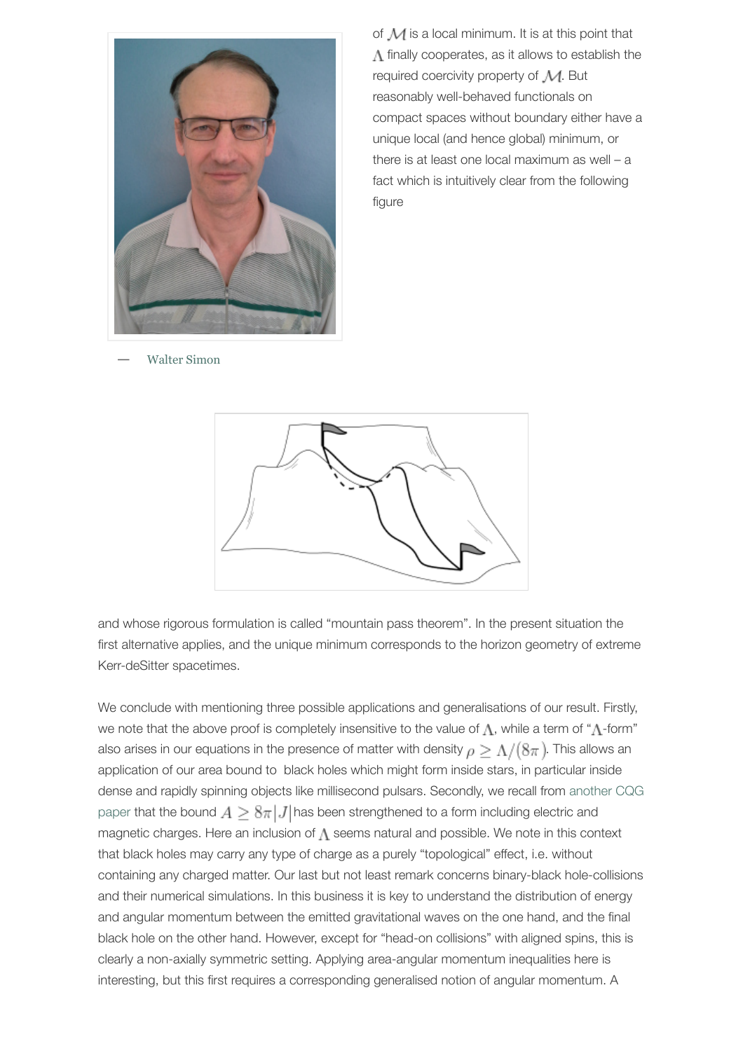of $\mathcal{M}$ is a local minimum. It is at this point that $\Lambda$ finally cooperates, as it allows to establish the required coercivity property of $\mathcal{M}$. But reasonably well-behaved functionals on compact spaces without boundary either have a unique local (and hence global) minimum, or there is at least one local maximum as well – a fact which is intuitively clear from the following figure

— Walter Simon

and whose rigorous formulation is called "mountain pass theorem". In the present situation the first alternative applies, and the unique minimum corresponds to the horizon geometry of extreme Kerr-deSitter spacetimes.

We conclude with mentioning three possible applications and generalisations of our result. Firstly, we note that the above proof is completely insensitive to the value of $\Lambda$, while a term of "$\Lambda$-form" also arises in our equations in the presence of matter with density $\rho \geq \Lambda/(8\pi)$. This allows an application of our area bound to black holes which might form inside stars, in particular inside dense and rapidly spinning objects like millisecond pulsars. Secondly, we recall from another CQG paper that the bound $A \geq 8\pi|J|$ has been strengthened to a form including electric and magnetic charges. Here an inclusion of $\Lambda$ seems natural and possible. We note in this context that black holes may carry any type of charge as a purely "topological" effect, i.e. without containing any charged matter. Our last but not least remark concerns binary-black hole-collisions and their numerical simulations. In this business it is key to understand the distribution of energy and angular momentum between the emitted gravitational waves on the one hand, and the final black hole on the other hand. However, except for "head-on collisions" with aligned spins, this is clearly a non-axially symmetric setting. Applying area-angular momentum inequalities here is interesting, but this first requires a corresponding generalised notion of angular momentum. A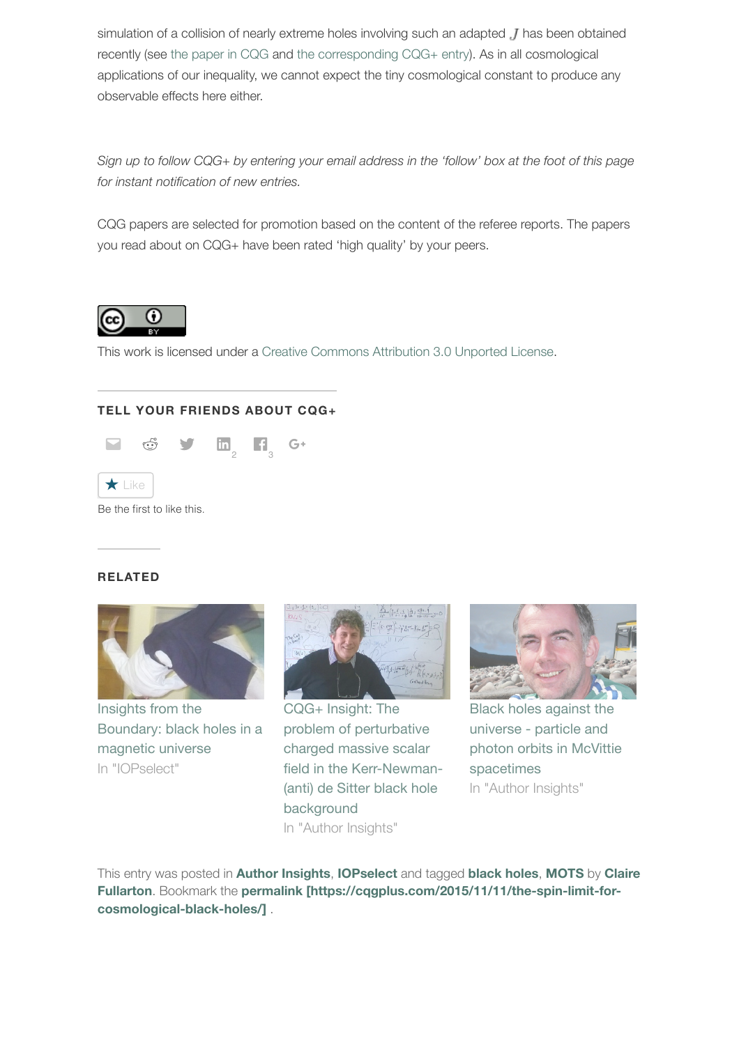simulation of a collision of nearly extreme holes involving such an adapted $J$ has been obtained recently (see the paper in CQG and the corresponding CQG+ entry). As in all cosmological applications of our inequality, we cannot expect the tiny cosmological constant to produce any observable effects here either.

*Sign up to follow CQG+ by entering your email address in the 'follow' box at the foot of this page for instant notification of new entries.*

CQG papers are selected for promotion based on the content of the referee reports. The papers you read about on CQG+ have been rated 'high quality' by your peers.

This work is licensed under a Creative Commons Attribution 3.0 Unported License.

### TELL YOUR FRIENDS ABOUT CQG+

2 3

Like

Be the first to like this.

### RELATED

Insights from the Boundary: black holes in a magnetic universe
In "IOPselect"

CQG+ Insight: The problem of perturbative charged massive scalar field in the Kerr-Newman-(anti) de Sitter black hole background
In "Author Insights"

Black holes against the universe - particle and photon orbits in McVittie spacetimes
In "Author Insights"

This entry was posted in **Author Insights**, **IOPselect** and tagged **black holes**, **MOTS** by **Claire Fullarton**. Bookmark the **permalink [https://cqgplus.com/2015/11/11/the-spin-limit-for-cosmological-black-holes/]** .